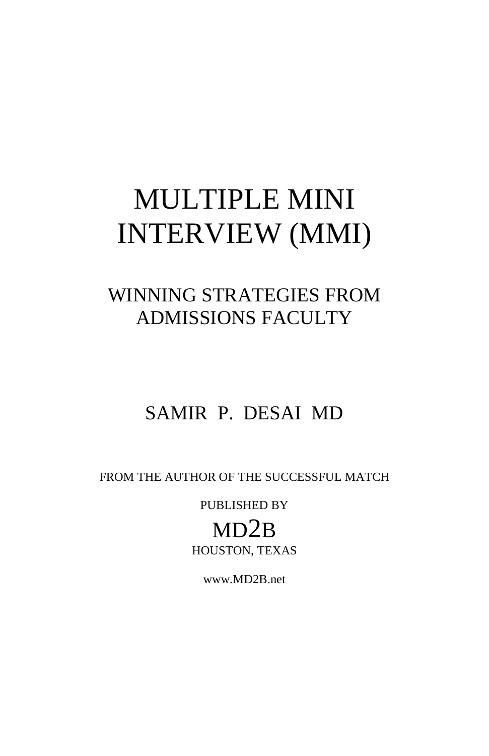# MULTIPLE MINI INTERVIEW (MMI)

## WINNING STRATEGIES FROM ADMISSIONS FACULTY

SAMIR P. DESAI MD

FROM THE AUTHOR OF THE SUCCESSFUL MATCH

PUBLISHED BY

MD2B

HOUSTON, TEXAS

www.MD2B.net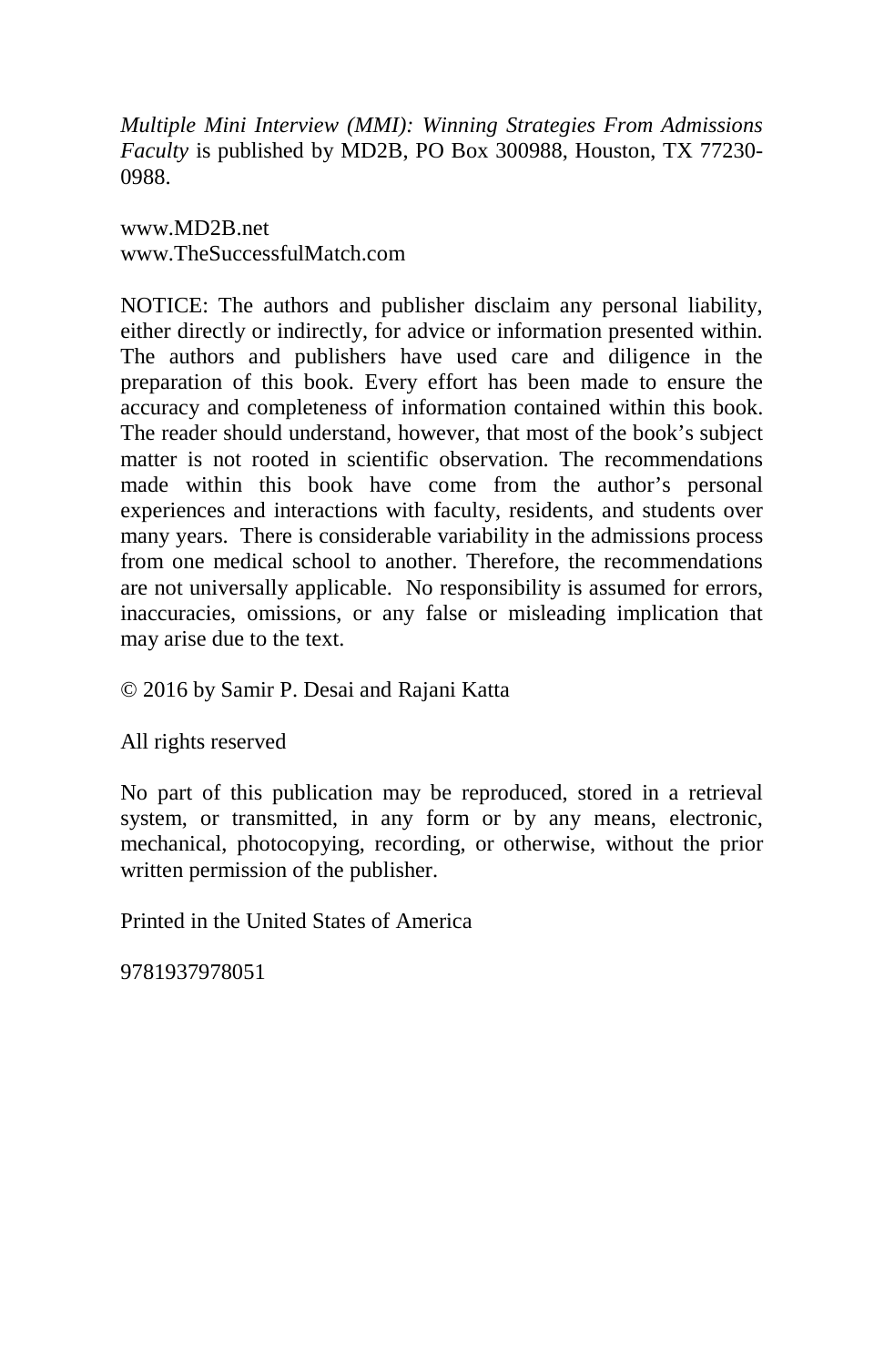*Multiple Mini Interview (MMI): Winning Strategies From Admissions Faculty* is published by MD2B, PO Box 300988, Houston, TX 77230-0988.

www.MD2B.net
www.TheSuccessfulMatch.com

NOTICE: The authors and publisher disclaim any personal liability, either directly or indirectly, for advice or information presented within. The authors and publishers have used care and diligence in the preparation of this book. Every effort has been made to ensure the accuracy and completeness of information contained within this book. The reader should understand, however, that most of the book's subject matter is not rooted in scientific observation. The recommendations made within this book have come from the author's personal experiences and interactions with faculty, residents, and students over many years. There is considerable variability in the admissions process from one medical school to another. Therefore, the recommendations are not universally applicable. No responsibility is assumed for errors, inaccuracies, omissions, or any false or misleading implication that may arise due to the text.

© 2016 by Samir P. Desai and Rajani Katta

All rights reserved

No part of this publication may be reproduced, stored in a retrieval system, or transmitted, in any form or by any means, electronic, mechanical, photocopying, recording, or otherwise, without the prior written permission of the publisher.

Printed in the United States of America

9781937978051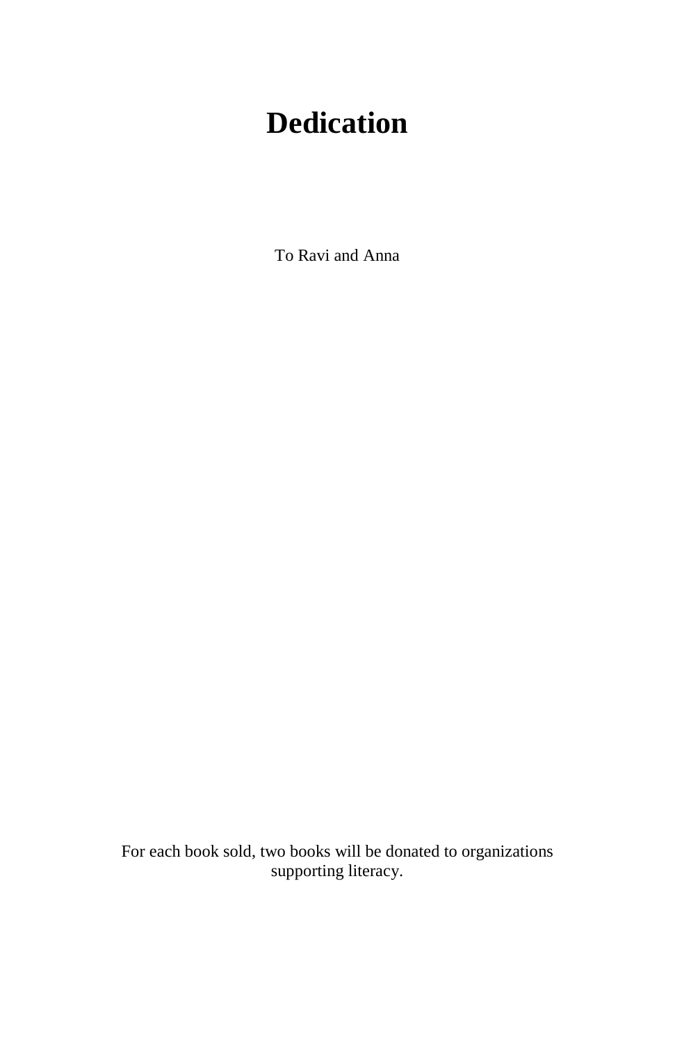# Dedication

To Ravi and Anna

For each book sold, two books will be donated to organizations supporting literacy.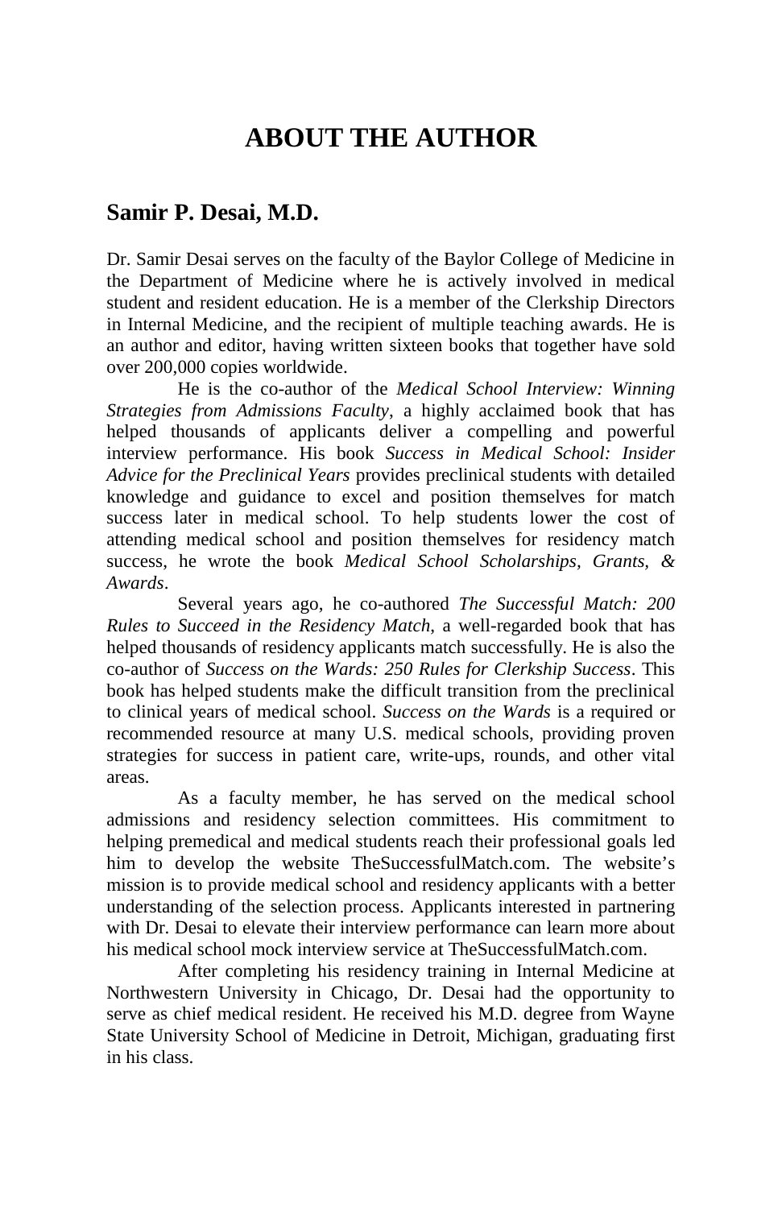# ABOUT THE AUTHOR

## Samir P. Desai, M.D.

Dr. Samir Desai serves on the faculty of the Baylor College of Medicine in the Department of Medicine where he is actively involved in medical student and resident education. He is a member of the Clerkship Directors in Internal Medicine, and the recipient of multiple teaching awards. He is an author and editor, having written sixteen books that together have sold over 200,000 copies worldwide.

He is the co-author of the *Medical School Interview: Winning Strategies from Admissions Faculty*, a highly acclaimed book that has helped thousands of applicants deliver a compelling and powerful interview performance. His book *Success in Medical School: Insider Advice for the Preclinical Years* provides preclinical students with detailed knowledge and guidance to excel and position themselves for match success later in medical school. To help students lower the cost of attending medical school and position themselves for residency match success, he wrote the book *Medical School Scholarships, Grants, & Awards*.

Several years ago, he co-authored *The Successful Match: 200 Rules to Succeed in the Residency Match*, a well-regarded book that has helped thousands of residency applicants match successfully. He is also the co-author of *Success on the Wards: 250 Rules for Clerkship Success*. This book has helped students make the difficult transition from the preclinical to clinical years of medical school. *Success on the Wards* is a required or recommended resource at many U.S. medical schools, providing proven strategies for success in patient care, write-ups, rounds, and other vital areas.

As a faculty member, he has served on the medical school admissions and residency selection committees. His commitment to helping premedical and medical students reach their professional goals led him to develop the website TheSuccessfulMatch.com. The website's mission is to provide medical school and residency applicants with a better understanding of the selection process. Applicants interested in partnering with Dr. Desai to elevate their interview performance can learn more about his medical school mock interview service at TheSuccessfulMatch.com.

After completing his residency training in Internal Medicine at Northwestern University in Chicago, Dr. Desai had the opportunity to serve as chief medical resident. He received his M.D. degree from Wayne State University School of Medicine in Detroit, Michigan, graduating first in his class.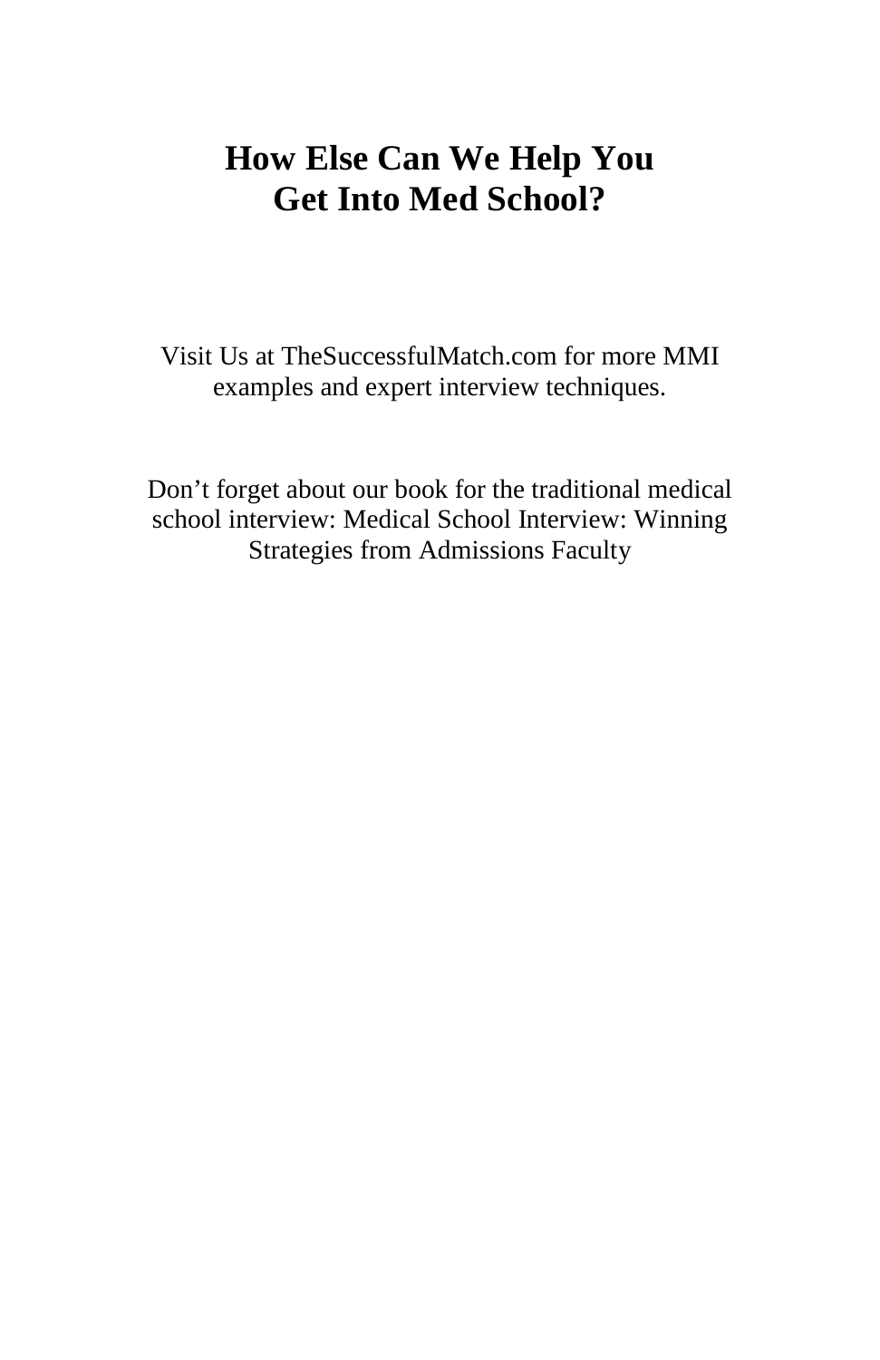# How Else Can We Help You Get Into Med School?

Visit Us at TheSuccessfulMatch.com for more MMI examples and expert interview techniques.

Don't forget about our book for the traditional medical school interview: Medical School Interview: Winning Strategies from Admissions Faculty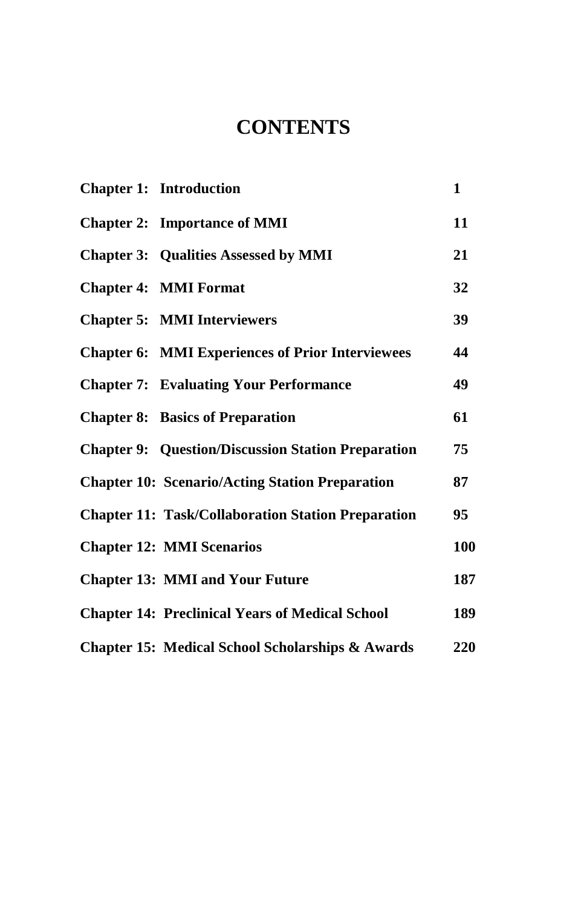# CONTENTS

| | | |
|---|---|---|
| **Chapter 1:** | **Introduction** | **1** |
| **Chapter 2:** | **Importance of MMI** | **11** |
| **Chapter 3:** | **Qualities Assessed by MMI** | **21** |
| **Chapter 4:** | **MMI Format** | **32** |
| **Chapter 5:** | **MMI Interviewers** | **39** |
| **Chapter 6:** | **MMI Experiences of Prior Interviewees** | **44** |
| **Chapter 7:** | **Evaluating Your Performance** | **49** |
| **Chapter 8:** | **Basics of Preparation** | **61** |
| **Chapter 9:** | **Question/Discussion Station Preparation** | **75** |
| **Chapter 10:** | **Scenario/Acting Station Preparation** | **87** |
| **Chapter 11:** | **Task/Collaboration Station Preparation** | **95** |
| **Chapter 12:** | **MMI Scenarios** | **100** |
| **Chapter 13:** | **MMI and Your Future** | **187** |
| **Chapter 14:** | **Preclinical Years of Medical School** | **189** |
| **Chapter 15:** | **Medical School Scholarships & Awards** | **220** |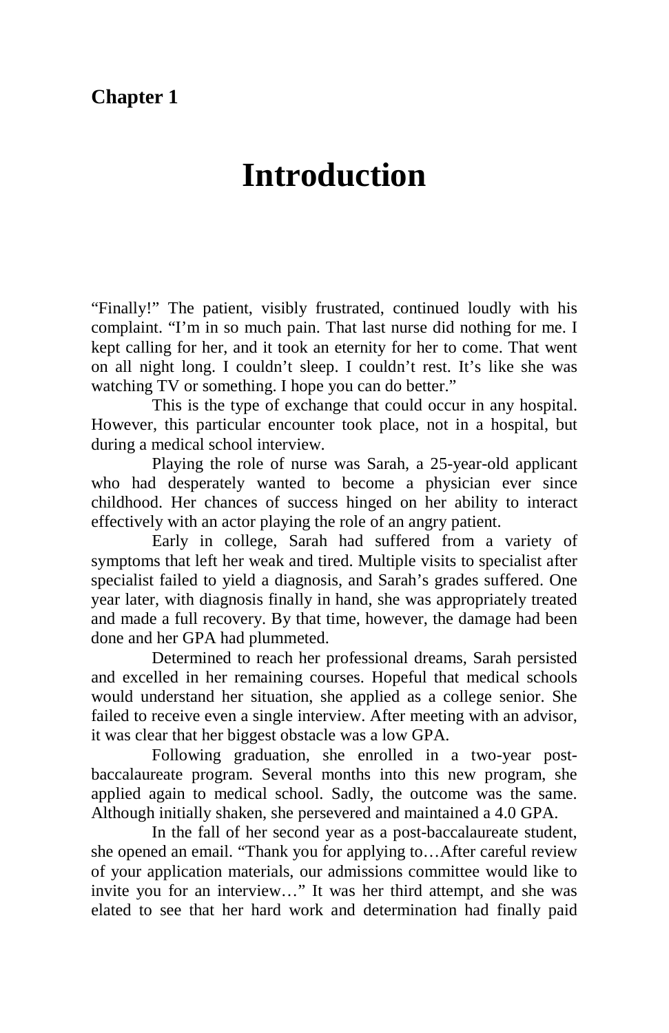**Chapter 1**

# Introduction

"Finally!" The patient, visibly frustrated, continued loudly with his complaint. "I'm in so much pain. That last nurse did nothing for me. I kept calling for her, and it took an eternity for her to come. That went on all night long. I couldn't sleep. I couldn't rest. It's like she was watching TV or something. I hope you can do better."

This is the type of exchange that could occur in any hospital. However, this particular encounter took place, not in a hospital, but during a medical school interview.

Playing the role of nurse was Sarah, a 25-year-old applicant who had desperately wanted to become a physician ever since childhood. Her chances of success hinged on her ability to interact effectively with an actor playing the role of an angry patient.

Early in college, Sarah had suffered from a variety of symptoms that left her weak and tired. Multiple visits to specialist after specialist failed to yield a diagnosis, and Sarah's grades suffered. One year later, with diagnosis finally in hand, she was appropriately treated and made a full recovery. By that time, however, the damage had been done and her GPA had plummeted.

Determined to reach her professional dreams, Sarah persisted and excelled in her remaining courses. Hopeful that medical schools would understand her situation, she applied as a college senior. She failed to receive even a single interview. After meeting with an advisor, it was clear that her biggest obstacle was a low GPA.

Following graduation, she enrolled in a two-year post-baccalaureate program. Several months into this new program, she applied again to medical school. Sadly, the outcome was the same. Although initially shaken, she persevered and maintained a 4.0 GPA.

In the fall of her second year as a post-baccalaureate student, she opened an email. "Thank you for applying to…After careful review of your application materials, our admissions committee would like to invite you for an interview…" It was her third attempt, and she was elated to see that her hard work and determination had finally paid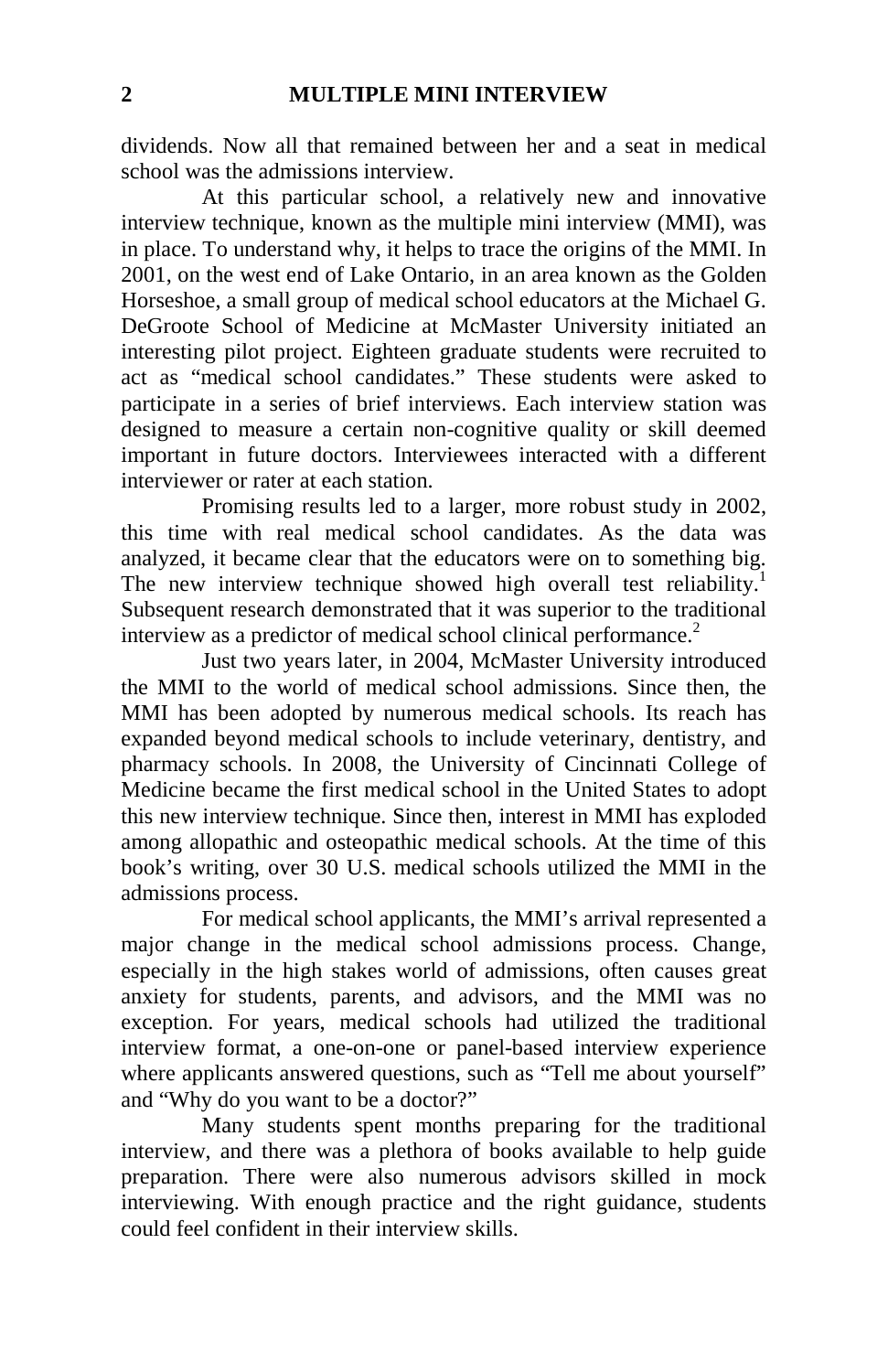dividends. Now all that remained between her and a seat in medical school was the admissions interview.

At this particular school, a relatively new and innovative interview technique, known as the multiple mini interview (MMI), was in place. To understand why, it helps to trace the origins of the MMI. In 2001, on the west end of Lake Ontario, in an area known as the Golden Horseshoe, a small group of medical school educators at the Michael G. DeGroote School of Medicine at McMaster University initiated an interesting pilot project. Eighteen graduate students were recruited to act as "medical school candidates." These students were asked to participate in a series of brief interviews. Each interview station was designed to measure a certain non-cognitive quality or skill deemed important in future doctors. Interviewees interacted with a different interviewer or rater at each station.

Promising results led to a larger, more robust study in 2002, this time with real medical school candidates. As the data was analyzed, it became clear that the educators were on to something big. The new interview technique showed high overall test reliability.[1] Subsequent research demonstrated that it was superior to the traditional interview as a predictor of medical school clinical performance.[2]

Just two years later, in 2004, McMaster University introduced the MMI to the world of medical school admissions. Since then, the MMI has been adopted by numerous medical schools. Its reach has expanded beyond medical schools to include veterinary, dentistry, and pharmacy schools. In 2008, the University of Cincinnati College of Medicine became the first medical school in the United States to adopt this new interview technique. Since then, interest in MMI has exploded among allopathic and osteopathic medical schools. At the time of this book's writing, over 30 U.S. medical schools utilized the MMI in the admissions process.

For medical school applicants, the MMI's arrival represented a major change in the medical school admissions process. Change, especially in the high stakes world of admissions, often causes great anxiety for students, parents, and advisors, and the MMI was no exception. For years, medical schools had utilized the traditional interview format, a one-on-one or panel-based interview experience where applicants answered questions, such as "Tell me about yourself" and "Why do you want to be a doctor?"

Many students spent months preparing for the traditional interview, and there was a plethora of books available to help guide preparation. There were also numerous advisors skilled in mock interviewing. With enough practice and the right guidance, students could feel confident in their interview skills.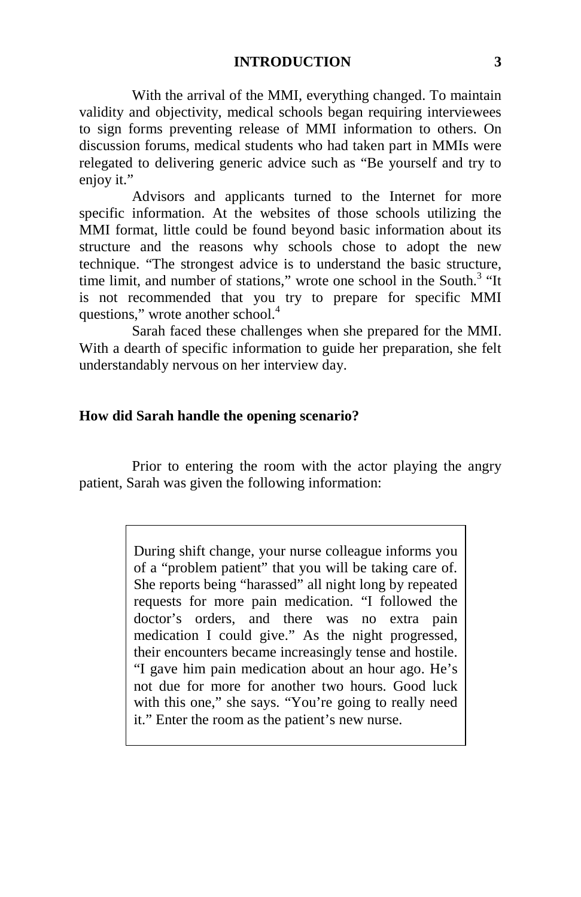With the arrival of the MMI, everything changed. To maintain validity and objectivity, medical schools began requiring interviewees to sign forms preventing release of MMI information to others. On discussion forums, medical students who had taken part in MMIs were relegated to delivering generic advice such as "Be yourself and try to enjoy it."

Advisors and applicants turned to the Internet for more specific information. At the websites of those schools utilizing the MMI format, little could be found beyond basic information about its structure and the reasons why schools chose to adopt the new technique. "The strongest advice is to understand the basic structure, time limit, and number of stations," wrote one school in the South.[3] "It is not recommended that you try to prepare for specific MMI questions," wrote another school.[4]

Sarah faced these challenges when she prepared for the MMI. With a dearth of specific information to guide her preparation, she felt understandably nervous on her interview day.

**How did Sarah handle the opening scenario?**

Prior to entering the room with the actor playing the angry patient, Sarah was given the following information:

> During shift change, your nurse colleague informs you of a "problem patient" that you will be taking care of. She reports being "harassed" all night long by repeated requests for more pain medication. "I followed the doctor's orders, and there was no extra pain medication I could give." As the night progressed, their encounters became increasingly tense and hostile. "I gave him pain medication about an hour ago. He's not due for more for another two hours. Good luck with this one," she says. "You're going to really need it." Enter the room as the patient's new nurse.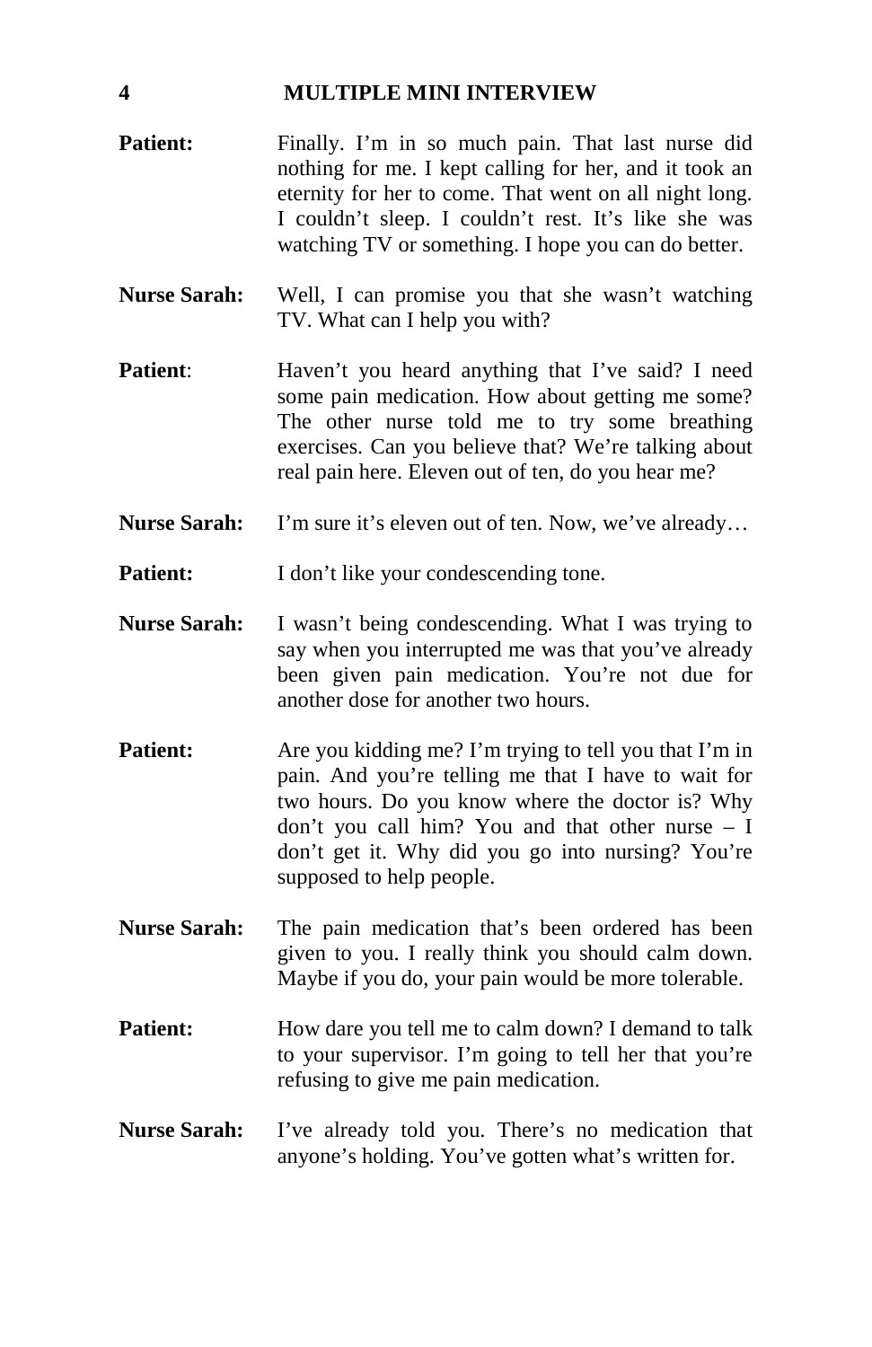**Patient:** Finally. I'm in so much pain. That last nurse did nothing for me. I kept calling for her, and it took an eternity for her to come. That went on all night long. I couldn't sleep. I couldn't rest. It's like she was watching TV or something. I hope you can do better.

**Nurse Sarah:** Well, I can promise you that she wasn't watching TV. What can I help you with?

**Patient**: Haven't you heard anything that I've said? I need some pain medication. How about getting me some? The other nurse told me to try some breathing exercises. Can you believe that? We're talking about real pain here. Eleven out of ten, do you hear me?

**Nurse Sarah:** I'm sure it's eleven out of ten. Now, we've already…

**Patient:** I don't like your condescending tone.

**Nurse Sarah:** I wasn't being condescending. What I was trying to say when you interrupted me was that you've already been given pain medication. You're not due for another dose for another two hours.

**Patient:** Are you kidding me? I'm trying to tell you that I'm in pain. And you're telling me that I have to wait for two hours. Do you know where the doctor is? Why don't you call him? You and that other nurse – I don't get it. Why did you go into nursing? You're supposed to help people.

**Nurse Sarah:** The pain medication that's been ordered has been given to you. I really think you should calm down. Maybe if you do, your pain would be more tolerable.

**Patient:** How dare you tell me to calm down? I demand to talk to your supervisor. I'm going to tell her that you're refusing to give me pain medication.

**Nurse Sarah:** I've already told you. There's no medication that anyone's holding. You've gotten what's written for.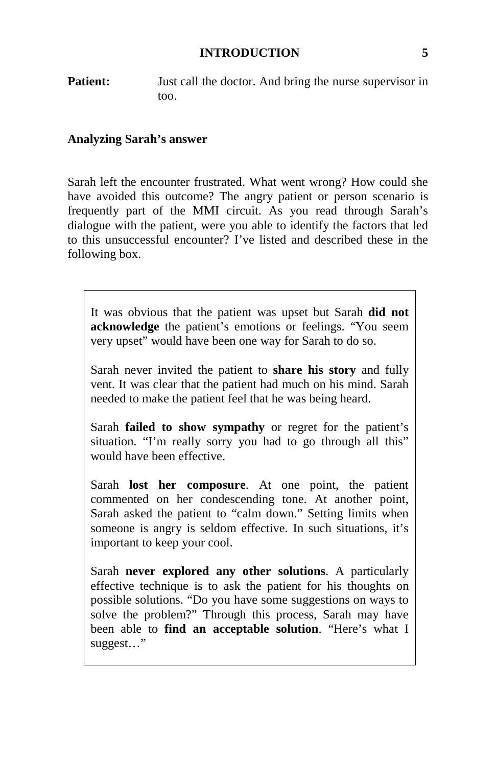**Patient:** Just call the doctor. And bring the nurse supervisor in too.

**Analyzing Sarah's answer**

Sarah left the encounter frustrated. What went wrong? How could she have avoided this outcome? The angry patient or person scenario is frequently part of the MMI circuit. As you read through Sarah's dialogue with the patient, were you able to identify the factors that led to this unsuccessful encounter? I've listed and described these in the following box.

> It was obvious that the patient was upset but Sarah **did not acknowledge** the patient's emotions or feelings. "You seem very upset" would have been one way for Sarah to do so.
>
> Sarah never invited the patient to **share his story** and fully vent. It was clear that the patient had much on his mind. Sarah needed to make the patient feel that he was being heard.
>
> Sarah **failed to show sympathy** or regret for the patient's situation. "I'm really sorry you had to go through all this" would have been effective.
>
> Sarah **lost her composure**. At one point, the patient commented on her condescending tone. At another point, Sarah asked the patient to "calm down." Setting limits when someone is angry is seldom effective. In such situations, it's important to keep your cool.
>
> Sarah **never explored any other solutions**. A particularly effective technique is to ask the patient for his thoughts on possible solutions. "Do you have some suggestions on ways to solve the problem?" Through this process, Sarah may have been able to **find an acceptable solution**. "Here's what I suggest…"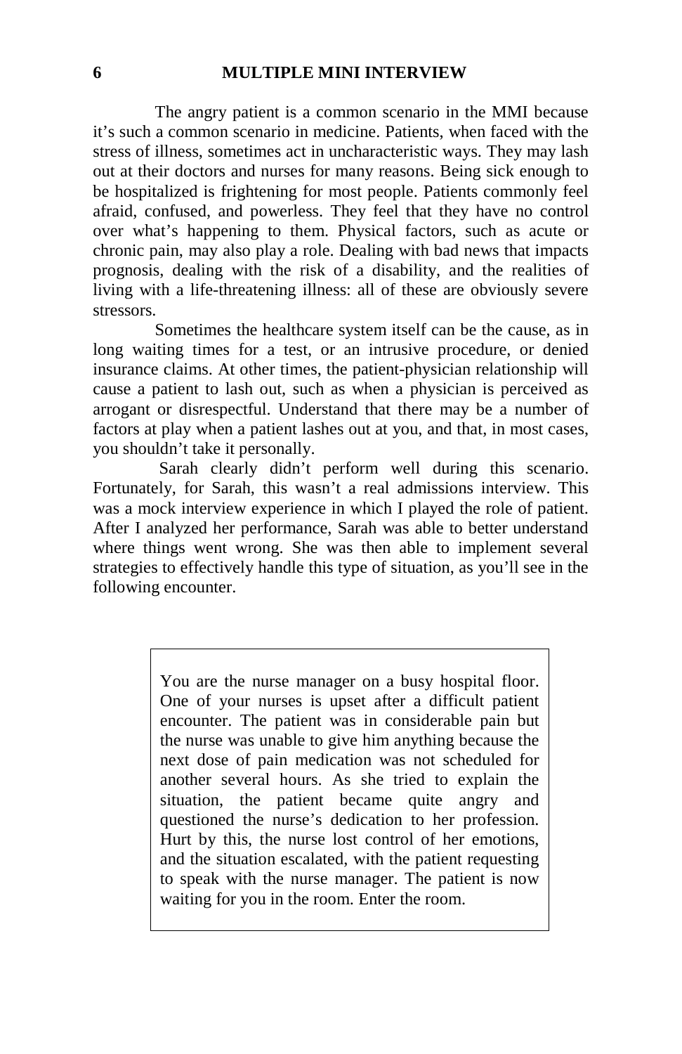The angry patient is a common scenario in the MMI because it's such a common scenario in medicine. Patients, when faced with the stress of illness, sometimes act in uncharacteristic ways. They may lash out at their doctors and nurses for many reasons. Being sick enough to be hospitalized is frightening for most people. Patients commonly feel afraid, confused, and powerless. They feel that they have no control over what's happening to them. Physical factors, such as acute or chronic pain, may also play a role. Dealing with bad news that impacts prognosis, dealing with the risk of a disability, and the realities of living with a life-threatening illness: all of these are obviously severe stressors.

Sometimes the healthcare system itself can be the cause, as in long waiting times for a test, or an intrusive procedure, or denied insurance claims. At other times, the patient-physician relationship will cause a patient to lash out, such as when a physician is perceived as arrogant or disrespectful. Understand that there may be a number of factors at play when a patient lashes out at you, and that, in most cases, you shouldn't take it personally.

Sarah clearly didn't perform well during this scenario. Fortunately, for Sarah, this wasn't a real admissions interview. This was a mock interview experience in which I played the role of patient. After I analyzed her performance, Sarah was able to better understand where things went wrong. She was then able to implement several strategies to effectively handle this type of situation, as you'll see in the following encounter.

> You are the nurse manager on a busy hospital floor. One of your nurses is upset after a difficult patient encounter. The patient was in considerable pain but the nurse was unable to give him anything because the next dose of pain medication was not scheduled for another several hours. As she tried to explain the situation, the patient became quite angry and questioned the nurse's dedication to her profession. Hurt by this, the nurse lost control of her emotions, and the situation escalated, with the patient requesting to speak with the nurse manager. The patient is now waiting for you in the room. Enter the room.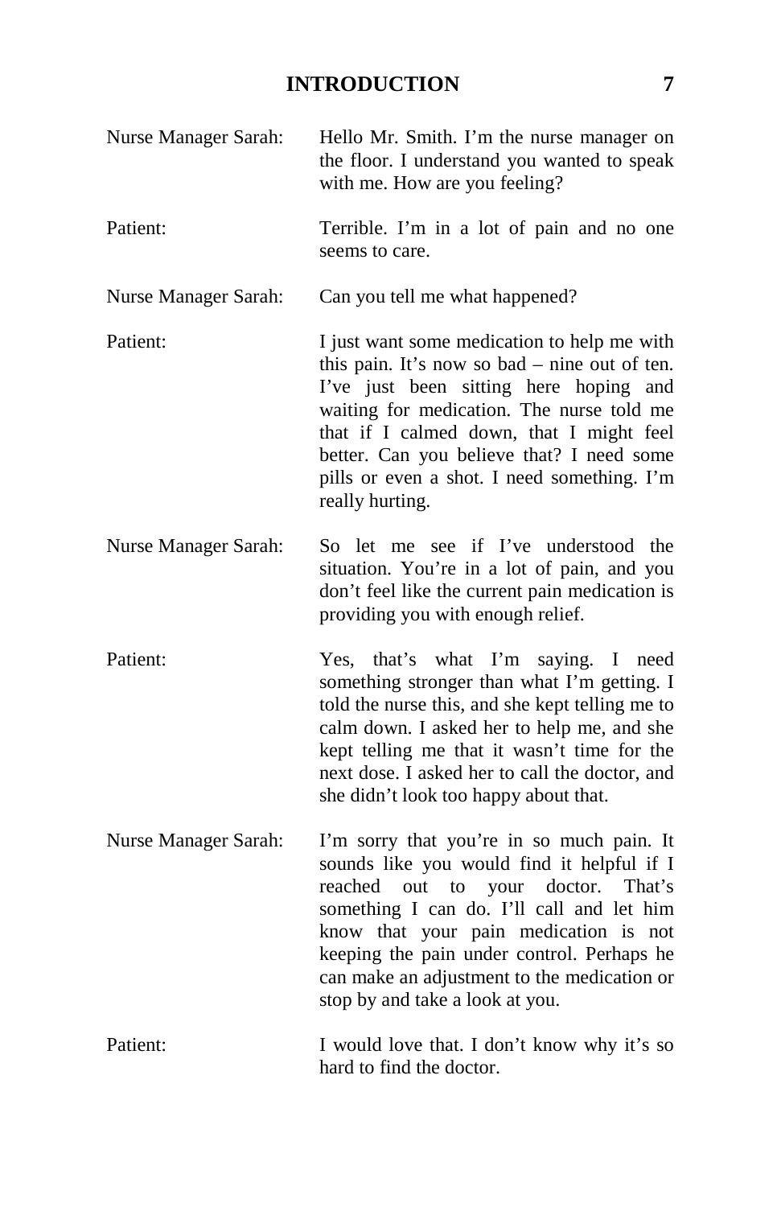**Nurse Manager Sarah:** Hello Mr. Smith. I'm the nurse manager on the floor. I understand you wanted to speak with me. How are you feeling?

**Patient:** Terrible. I'm in a lot of pain and no one seems to care.

**Nurse Manager Sarah:** Can you tell me what happened?

**Patient:** I just want some medication to help me with this pain. It's now so bad – nine out of ten. I've just been sitting here hoping and waiting for medication. The nurse told me that if I calmed down, that I might feel better. Can you believe that? I need some pills or even a shot. I need something. I'm really hurting.

**Nurse Manager Sarah:** So let me see if I've understood the situation. You're in a lot of pain, and you don't feel like the current pain medication is providing you with enough relief.

**Patient:** Yes, that's what I'm saying. I need something stronger than what I'm getting. I told the nurse this, and she kept telling me to calm down. I asked her to help me, and she kept telling me that it wasn't time for the next dose. I asked her to call the doctor, and she didn't look too happy about that.

**Nurse Manager Sarah:** I'm sorry that you're in so much pain. It sounds like you would find it helpful if I reached out to your doctor. That's something I can do. I'll call and let him know that your pain medication is not keeping the pain under control. Perhaps he can make an adjustment to the medication or stop by and take a look at you.

**Patient:** I would love that. I don't know why it's so hard to find the doctor.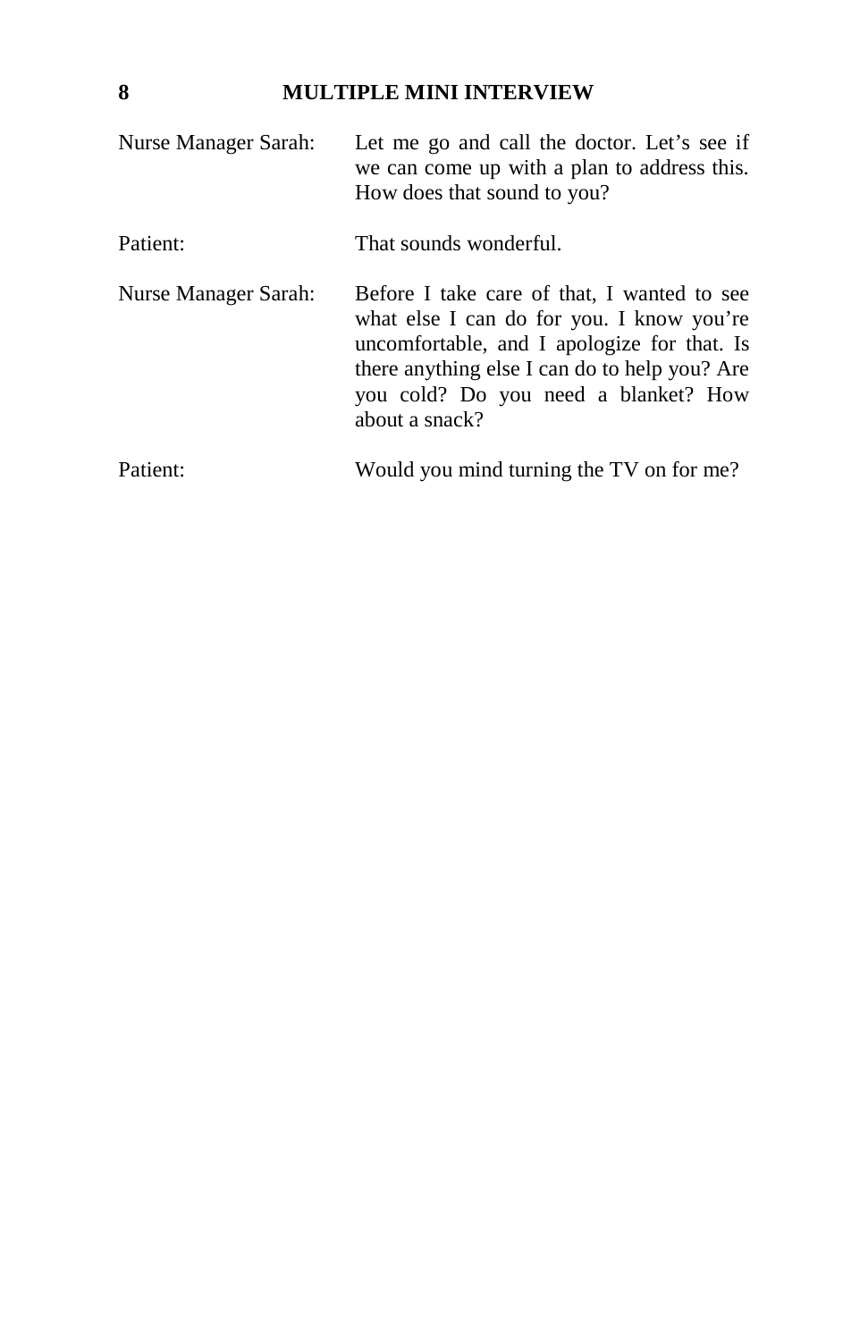Nurse Manager Sarah: Let me go and call the doctor. Let's see if we can come up with a plan to address this. How does that sound to you?

Patient: That sounds wonderful.

Nurse Manager Sarah: Before I take care of that, I wanted to see what else I can do for you. I know you're uncomfortable, and I apologize for that. Is there anything else I can do to help you? Are you cold? Do you need a blanket? How about a snack?

Patient: Would you mind turning the TV on for me?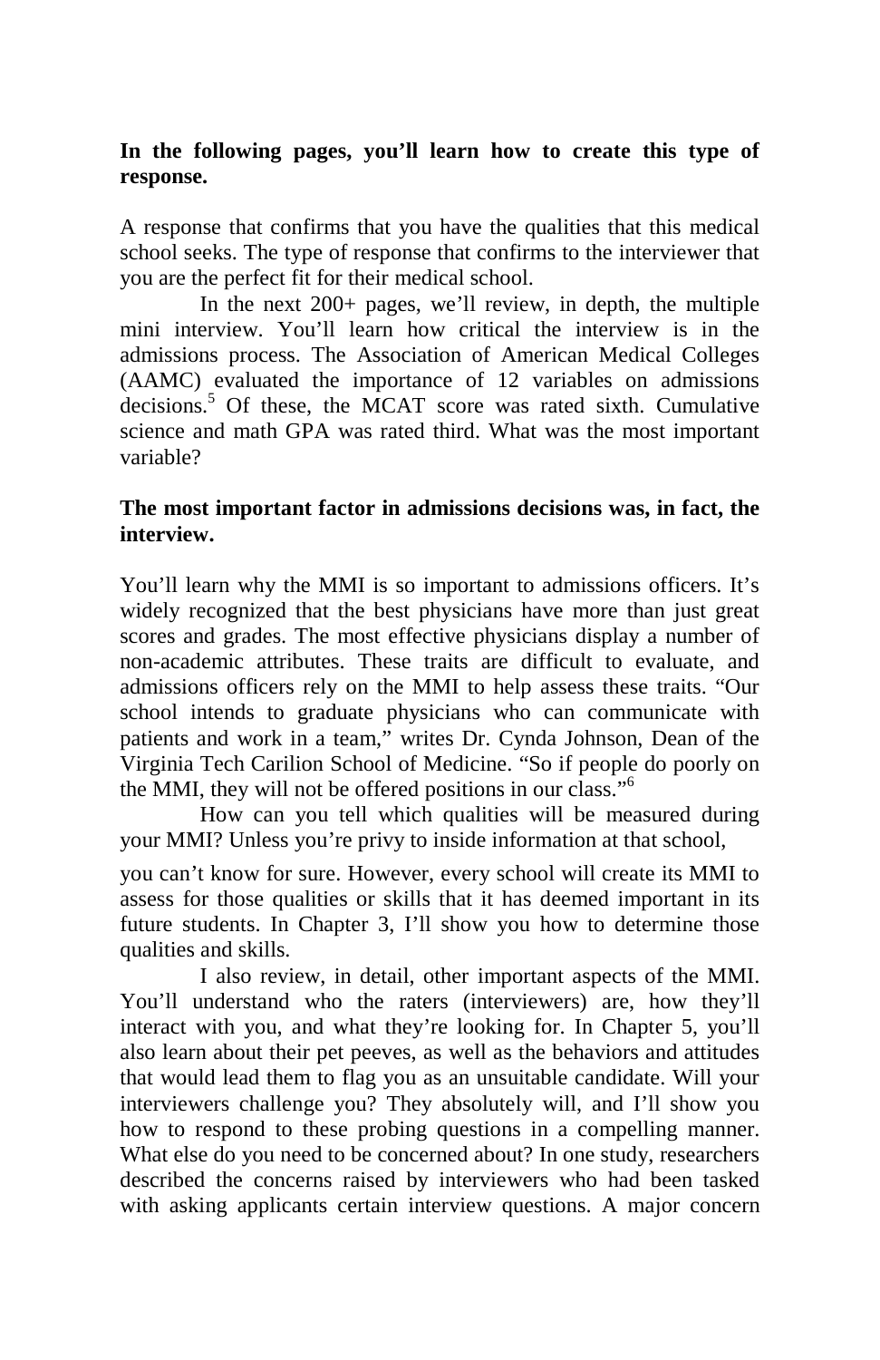**In the following pages, you'll learn how to create this type of response.**

A response that confirms that you have the qualities that this medical school seeks. The type of response that confirms to the interviewer that you are the perfect fit for their medical school.

In the next 200+ pages, we'll review, in depth, the multiple mini interview. You'll learn how critical the interview is in the admissions process. The Association of American Medical Colleges (AAMC) evaluated the importance of 12 variables on admissions decisions.[5] Of these, the MCAT score was rated sixth. Cumulative science and math GPA was rated third. What was the most important variable?

**The most important factor in admissions decisions was, in fact, the interview.**

You'll learn why the MMI is so important to admissions officers. It's widely recognized that the best physicians have more than just great scores and grades. The most effective physicians display a number of non-academic attributes. These traits are difficult to evaluate, and admissions officers rely on the MMI to help assess these traits. "Our school intends to graduate physicians who can communicate with patients and work in a team," writes Dr. Cynda Johnson, Dean of the Virginia Tech Carilion School of Medicine. "So if people do poorly on the MMI, they will not be offered positions in our class."[6]

How can you tell which qualities will be measured during your MMI? Unless you're privy to inside information at that school, you can't know for sure. However, every school will create its MMI to assess for those qualities or skills that it has deemed important in its future students. In Chapter 3, I'll show you how to determine those qualities and skills.

I also review, in detail, other important aspects of the MMI. You'll understand who the raters (interviewers) are, how they'll interact with you, and what they're looking for. In Chapter 5, you'll also learn about their pet peeves, as well as the behaviors and attitudes that would lead them to flag you as an unsuitable candidate. Will your interviewers challenge you? They absolutely will, and I'll show you how to respond to these probing questions in a compelling manner. What else do you need to be concerned about? In one study, researchers described the concerns raised by interviewers who had been tasked with asking applicants certain interview questions. A major concern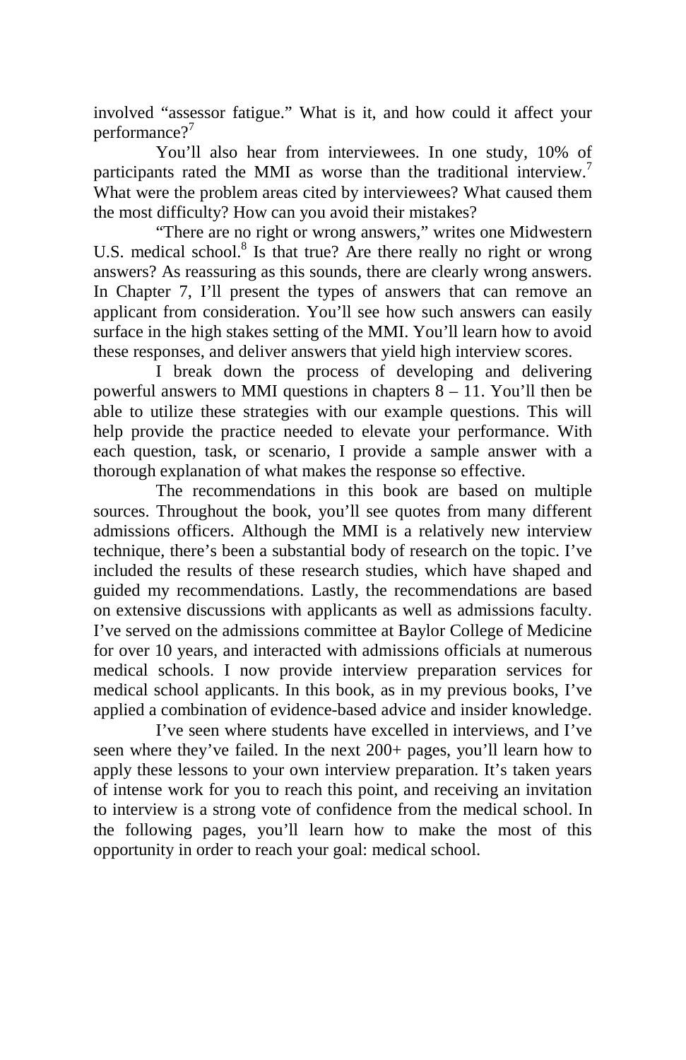involved "assessor fatigue." What is it, and how could it affect your performance?[7]

You'll also hear from interviewees. In one study, 10% of participants rated the MMI as worse than the traditional interview.[7] What were the problem areas cited by interviewees? What caused them the most difficulty? How can you avoid their mistakes?

"There are no right or wrong answers," writes one Midwestern U.S. medical school.[8] Is that true? Are there really no right or wrong answers? As reassuring as this sounds, there are clearly wrong answers. In Chapter 7, I'll present the types of answers that can remove an applicant from consideration. You'll see how such answers can easily surface in the high stakes setting of the MMI. You'll learn how to avoid these responses, and deliver answers that yield high interview scores.

I break down the process of developing and delivering powerful answers to MMI questions in chapters 8 – 11. You'll then be able to utilize these strategies with our example questions. This will help provide the practice needed to elevate your performance. With each question, task, or scenario, I provide a sample answer with a thorough explanation of what makes the response so effective.

The recommendations in this book are based on multiple sources. Throughout the book, you'll see quotes from many different admissions officers. Although the MMI is a relatively new interview technique, there's been a substantial body of research on the topic. I've included the results of these research studies, which have shaped and guided my recommendations. Lastly, the recommendations are based on extensive discussions with applicants as well as admissions faculty. I've served on the admissions committee at Baylor College of Medicine for over 10 years, and interacted with admissions officials at numerous medical schools. I now provide interview preparation services for medical school applicants. In this book, as in my previous books, I've applied a combination of evidence-based advice and insider knowledge.

I've seen where students have excelled in interviews, and I've seen where they've failed. In the next 200+ pages, you'll learn how to apply these lessons to your own interview preparation. It's taken years of intense work for you to reach this point, and receiving an invitation to interview is a strong vote of confidence from the medical school. In the following pages, you'll learn how to make the most of this opportunity in order to reach your goal: medical school.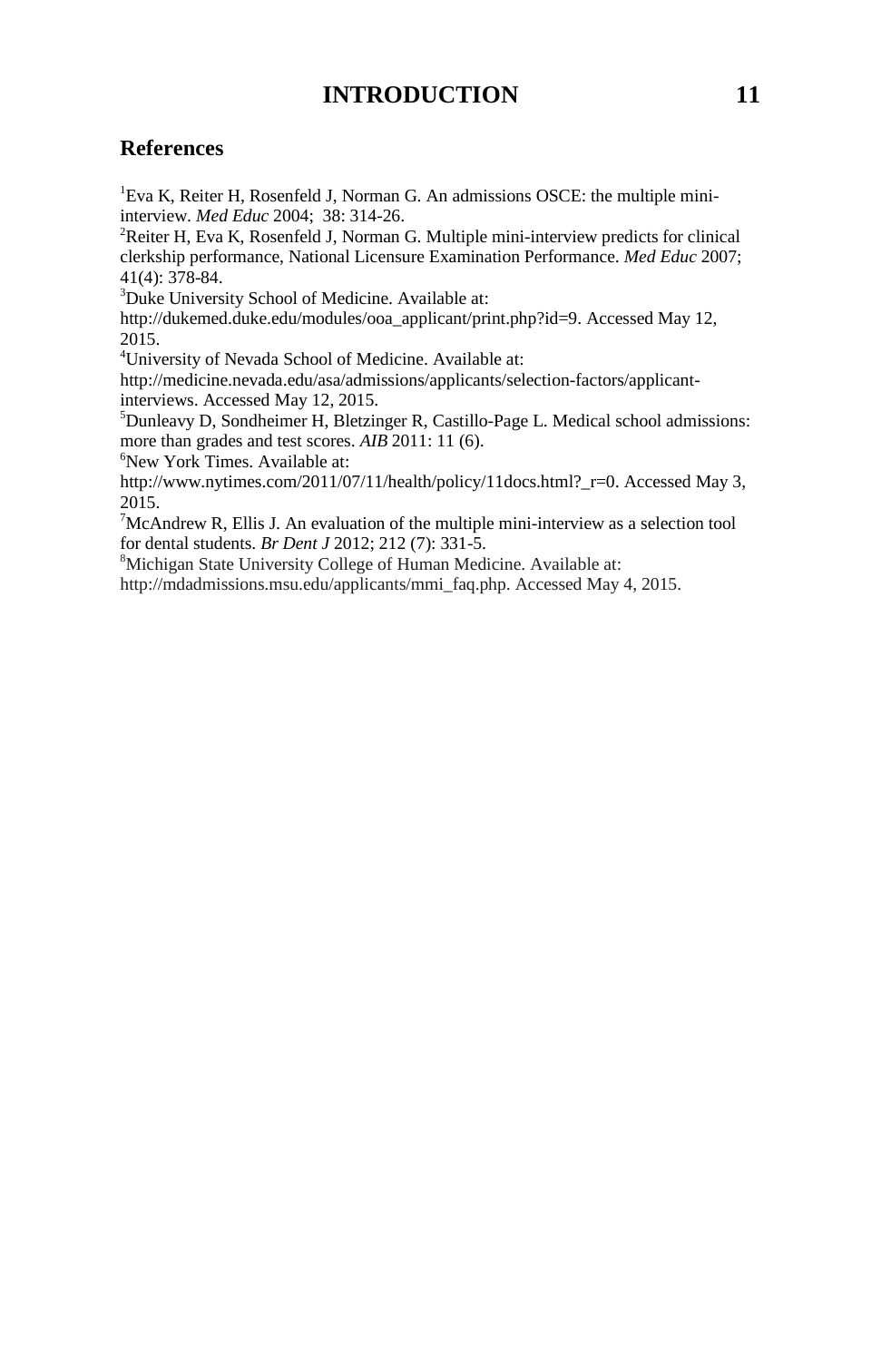## References

[1]Eva K, Reiter H, Rosenfeld J, Norman G. An admissions OSCE: the multiple mini-interview. *Med Educ* 2004; 38: 314-26.

[2]Reiter H, Eva K, Rosenfeld J, Norman G. Multiple mini-interview predicts for clinical clerkship performance, National Licensure Examination Performance. *Med Educ* 2007; 41(4): 378-84.

[3]Duke University School of Medicine. Available at: http://dukemed.duke.edu/modules/ooa_applicant/print.php?id=9. Accessed May 12, 2015.

[4]University of Nevada School of Medicine. Available at: http://medicine.nevada.edu/asa/admissions/applicants/selection-factors/applicant-interviews. Accessed May 12, 2015.

[5]Dunleavy D, Sondheimer H, Bletzinger R, Castillo-Page L. Medical school admissions: more than grades and test scores. *AIB* 2011: 11 (6).

[6]New York Times. Available at: http://www.nytimes.com/2011/07/11/health/policy/11docs.html?_r=0. Accessed May 3, 2015.

[7]McAndrew R, Ellis J. An evaluation of the multiple mini-interview as a selection tool for dental students. *Br Dent J* 2012; 212 (7): 331-5.

[8]Michigan State University College of Human Medicine. Available at: http://mdadmissions.msu.edu/applicants/mmi_faq.php. Accessed May 4, 2015.